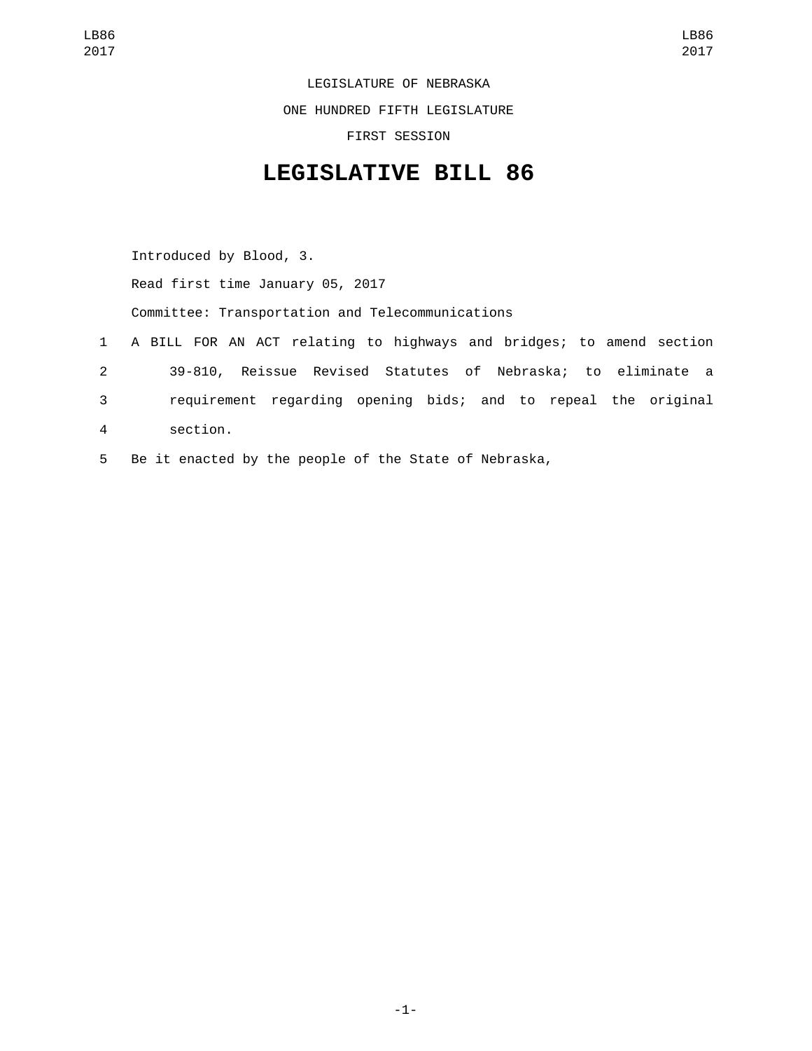LEGISLATURE OF NEBRASKA

ONE HUNDRED FIFTH LEGISLATURE

FIRST SESSION

# LEGISLATIVE BILL 86

Introduced by Blood, 3.

Read first time January 05, 2017

Committee: Transportation and Telecommunications

1 A BILL FOR AN ACT relating to highways and bridges; to amend section
2 39-810, Reissue Revised Statutes of Nebraska; to eliminate a
3 requirement regarding opening bids; and to repeal the original
4 section.

5 Be it enacted by the people of the State of Nebraska,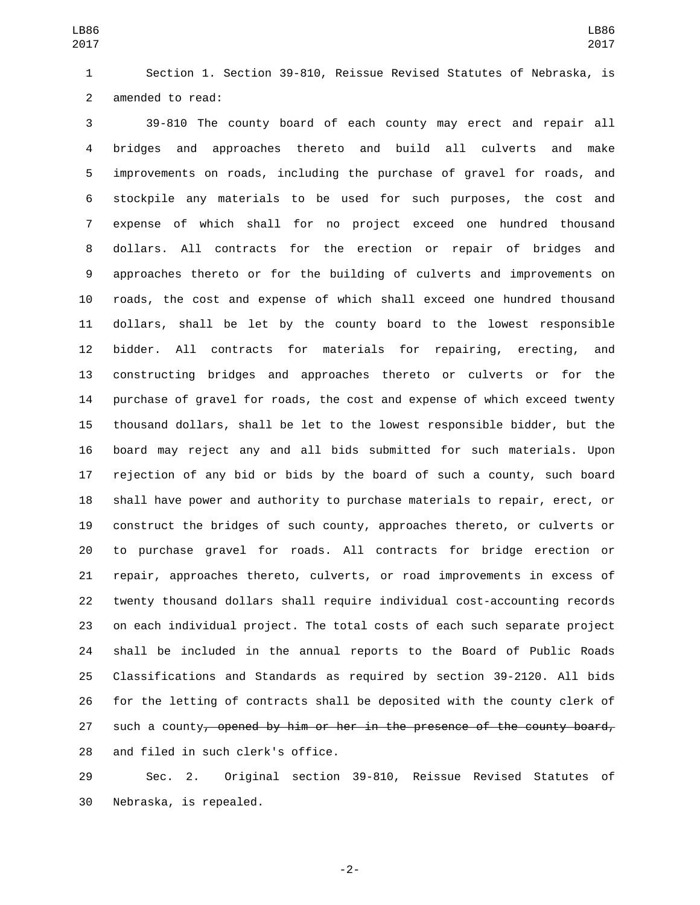Section 1. Section 39-810, Reissue Revised Statutes of Nebraska, is amended to read:

39-810 The county board of each county may erect and repair all bridges and approaches thereto and build all culverts and make improvements on roads, including the purchase of gravel for roads, and stockpile any materials to be used for such purposes, the cost and expense of which shall for no project exceed one hundred thousand dollars. All contracts for the erection or repair of bridges and approaches thereto or for the building of culverts and improvements on roads, the cost and expense of which shall exceed one hundred thousand dollars, shall be let by the county board to the lowest responsible bidder. All contracts for materials for repairing, erecting, and constructing bridges and approaches thereto or culverts or for the purchase of gravel for roads, the cost and expense of which exceed twenty thousand dollars, shall be let to the lowest responsible bidder, but the board may reject any and all bids submitted for such materials. Upon rejection of any bid or bids by the board of such a county, such board shall have power and authority to purchase materials to repair, erect, or construct the bridges of such county, approaches thereto, or culverts or to purchase gravel for roads. All contracts for bridge erection or repair, approaches thereto, culverts, or road improvements in excess of twenty thousand dollars shall require individual cost-accounting records on each individual project. The total costs of each such separate project shall be included in the annual reports to the Board of Public Roads Classifications and Standards as required by section 39-2120. All bids for the letting of contracts shall be deposited with the county clerk of such a county~~, opened by him or her in the presence of the county board,~~ and filed in such clerk's office.

Sec. 2. Original section 39-810, Reissue Revised Statutes of Nebraska, is repealed.